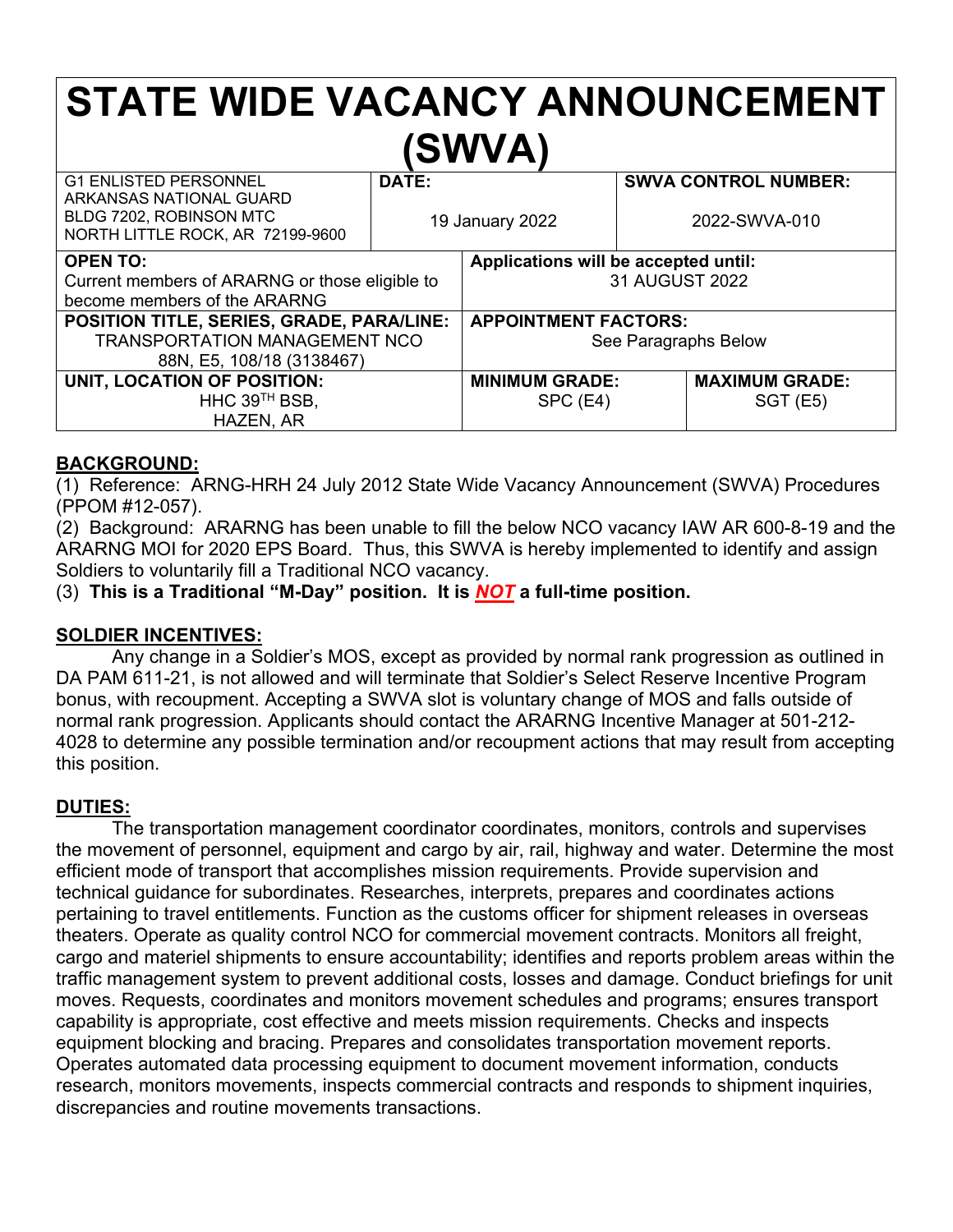# STATE WIDE VACANCY ANNOUNCEMENT (SWVA)

| G1 ENLISTED PERSONNEL<br>ARKANSAS NATIONAL GUARD<br>BLDG 7202, ROBINSON MTC<br>NORTH LITTLE ROCK, AR 72199-9600 | **DATE:**<br>19 January 2022 | **SWVA CONTROL NUMBER:**<br>2022-SWVA-010 |
|---|---|---|
| **OPEN TO:**<br>Current members of ARARNG or those eligible to become members of the ARARNG | **Applications will be accepted until:**<br>31 AUGUST 2022 | |
| **POSITION TITLE, SERIES, GRADE, PARA/LINE:**<br>TRANSPORTATION MANAGEMENT NCO<br>88N, E5, 108/18 (3138467) | **APPOINTMENT FACTORS:**<br>See Paragraphs Below | |
| **UNIT, LOCATION OF POSITION:**<br>HHC 39TH BSB,<br>HAZEN, AR | **MINIMUM GRADE:**<br>SPC (E4) | **MAXIMUM GRADE:**<br>SGT (E5) |

## BACKGROUND:

(1) Reference: ARNG-HRH 24 July 2012 State Wide Vacancy Announcement (SWVA) Procedures (PPOM #12-057).

(2) Background: ARARNG has been unable to fill the below NCO vacancy IAW AR 600-8-19 and the ARARNG MOI for 2020 EPS Board. Thus, this SWVA is hereby implemented to identify and assign Soldiers to voluntarily fill a Traditional NCO vacancy.

(3) **This is a Traditional "M-Day" position. It is *NOT* a full-time position.**

## SOLDIER INCENTIVES:

Any change in a Soldier's MOS, except as provided by normal rank progression as outlined in DA PAM 611-21, is not allowed and will terminate that Soldier's Select Reserve Incentive Program bonus, with recoupment. Accepting a SWVA slot is voluntary change of MOS and falls outside of normal rank progression. Applicants should contact the ARARNG Incentive Manager at 501-212-4028 to determine any possible termination and/or recoupment actions that may result from accepting this position.

## DUTIES:

The transportation management coordinator coordinates, monitors, controls and supervises the movement of personnel, equipment and cargo by air, rail, highway and water. Determine the most efficient mode of transport that accomplishes mission requirements. Provide supervision and technical guidance for subordinates. Researches, interprets, prepares and coordinates actions pertaining to travel entitlements. Function as the customs officer for shipment releases in overseas theaters. Operate as quality control NCO for commercial movement contracts. Monitors all freight, cargo and materiel shipments to ensure accountability; identifies and reports problem areas within the traffic management system to prevent additional costs, losses and damage. Conduct briefings for unit moves. Requests, coordinates and monitors movement schedules and programs; ensures transport capability is appropriate, cost effective and meets mission requirements. Checks and inspects equipment blocking and bracing. Prepares and consolidates transportation movement reports. Operates automated data processing equipment to document movement information, conducts research, monitors movements, inspects commercial contracts and responds to shipment inquiries, discrepancies and routine movements transactions.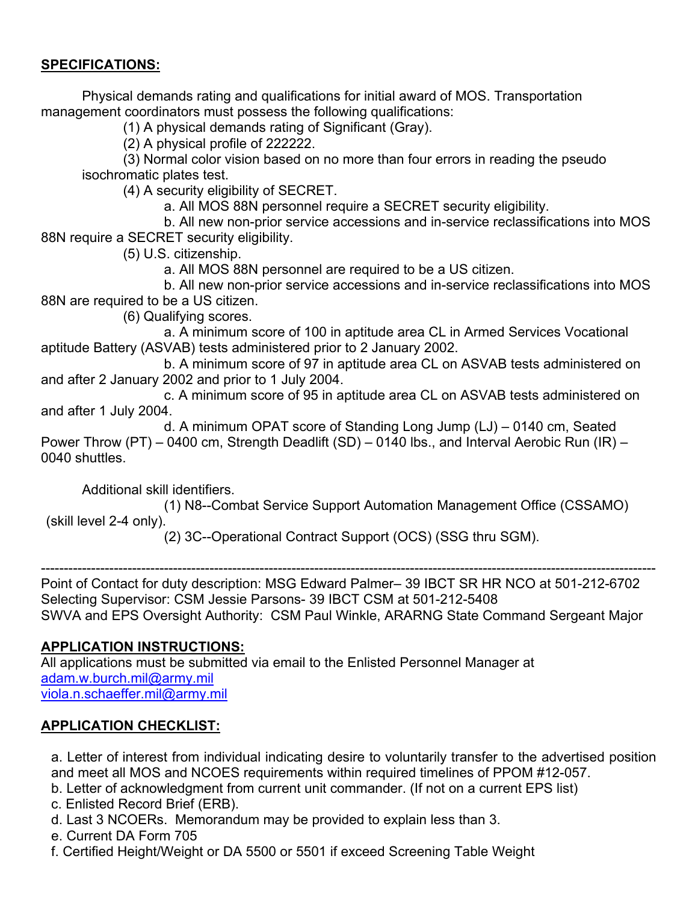**SPECIFICATIONS:**

Physical demands rating and qualifications for initial award of MOS. Transportation management coordinators must possess the following qualifications:

(1) A physical demands rating of Significant (Gray).

(2) A physical profile of 222222.

(3) Normal color vision based on no more than four errors in reading the pseudo isochromatic plates test.

(4) A security eligibility of SECRET.

a. All MOS 88N personnel require a SECRET security eligibility.

b. All new non-prior service accessions and in-service reclassifications into MOS 88N require a SECRET security eligibility.

(5) U.S. citizenship.

a. All MOS 88N personnel are required to be a US citizen.

b. All new non-prior service accessions and in-service reclassifications into MOS 88N are required to be a US citizen.

(6) Qualifying scores.

a. A minimum score of 100 in aptitude area CL in Armed Services Vocational aptitude Battery (ASVAB) tests administered prior to 2 January 2002.

b. A minimum score of 97 in aptitude area CL on ASVAB tests administered on and after 2 January 2002 and prior to 1 July 2004.

c. A minimum score of 95 in aptitude area CL on ASVAB tests administered on and after 1 July 2004.

d. A minimum OPAT score of Standing Long Jump (LJ) – 0140 cm, Seated Power Throw (PT) – 0400 cm, Strength Deadlift (SD) – 0140 lbs., and Interval Aerobic Run (IR) – 0040 shuttles.

Additional skill identifiers.

(1) N8--Combat Service Support Automation Management Office (CSSAMO) (skill level 2-4 only).

(2) 3C--Operational Contract Support (OCS) (SSG thru SGM).

---

Point of Contact for duty description: MSG Edward Palmer– 39 IBCT SR HR NCO at 501-212-6702
Selecting Supervisor: CSM Jessie Parsons- 39 IBCT CSM at 501-212-5408
SWVA and EPS Oversight Authority: CSM Paul Winkle, ARARNG State Command Sergeant Major

**APPLICATION INSTRUCTIONS:**

All applications must be submitted via email to the Enlisted Personnel Manager at
adam.w.burch.mil@army.mil
viola.n.schaeffer.mil@army.mil

**APPLICATION CHECKLIST:**

a. Letter of interest from individual indicating desire to voluntarily transfer to the advertised position and meet all MOS and NCOES requirements within required timelines of PPOM #12-057.
b. Letter of acknowledgment from current unit commander. (If not on a current EPS list)
c. Enlisted Record Brief (ERB).
d. Last 3 NCOERs. Memorandum may be provided to explain less than 3.
e. Current DA Form 705
f. Certified Height/Weight or DA 5500 or 5501 if exceed Screening Table Weight